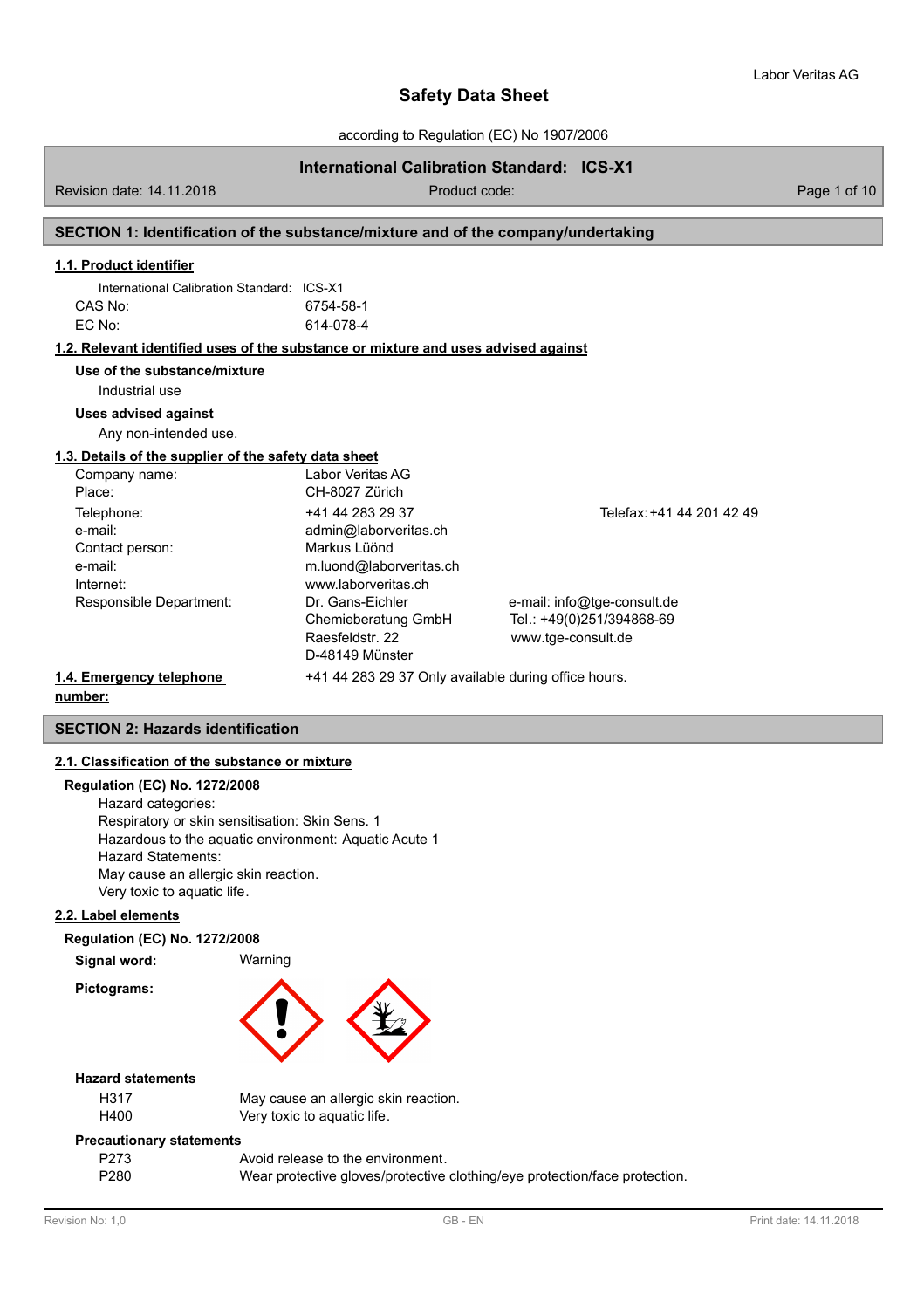# Safety Data Sheet

according to Regulation (EC) No 1907/2006

**International Calibration Standard: ICS-X1**

Revision date: 14.11.2018 | Product code:

## SECTION 1: Identification of the substance/mixture and of the company/undertaking

### 1.1. Product identifier

| | |
|---|---|
| International Calibration Standard: | ICS-X1 |
| CAS No: | 6754-58-1 |
| EC No: | 614-078-4 |

### 1.2. Relevant identified uses of the substance or mixture and uses advised against

**Use of the substance/mixture**

Industrial use

**Uses advised against**

Any non-intended use.

### 1.3. Details of the supplier of the safety data sheet

| | | |
|---|---|---|
| Company name: | Labor Veritas AG | |
| Place: | CH-8027 Zürich | |
| Telephone: | +41 44 283 29 37 | Telefax: +41 44 201 42 49 |
| e-mail: | admin@laborveritas.ch | |
| Contact person: | Markus Lüönd | |
| e-mail: | m.luond@laborveritas.ch | |
| Internet: | www.laborveritas.ch | |
| Responsible Department: | Dr. Gans-Eichler Chemieberatung GmbH Raesfeldstr. 22 D-48149 Münster | e-mail: info@tge-consult.de Tel.: +49(0)251/394868-69 www.tge-consult.de |

### 1.4. Emergency telephone number:

+41 44 283 29 37 Only available during office hours.

## SECTION 2: Hazards identification

### 2.1. Classification of the substance or mixture

**Regulation (EC) No. 1272/2008**

Hazard categories:
Respiratory or skin sensitisation: Skin Sens. 1
Hazardous to the aquatic environment: Aquatic Acute 1
Hazard Statements:
May cause an allergic skin reaction.
Very toxic to aquatic life.

### 2.2. Label elements

**Regulation (EC) No. 1272/2008**

**Signal word:** Warning

**Pictograms:**

**Hazard statements**

| | |
|---|---|
| H317 | May cause an allergic skin reaction. |
| H400 | Very toxic to aquatic life. |

**Precautionary statements**

| | |
|---|---|
| P273 | Avoid release to the environment. |
| P280 | Wear protective gloves/protective clothing/eye protection/face protection. |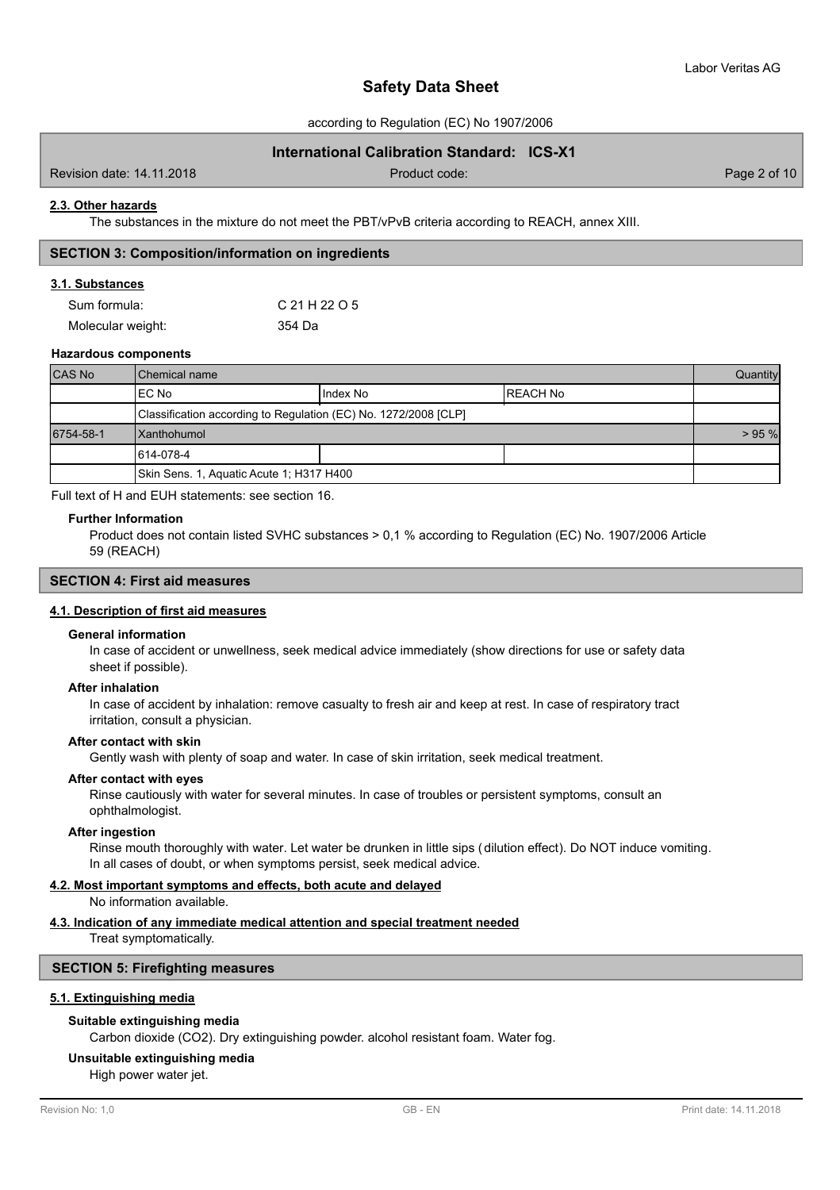### 2.3. Other hazards

The substances in the mixture do not meet the PBT/vPvB criteria according to REACH, annex XIII.

## SECTION 3: Composition/information on ingredients

### 3.1. Substances

Sum formula: $C_{21}H_{22}O_5$

Molecular weight: 354 Da

**Hazardous components**

| CAS No | Chemical name | | | Quantity |
|---|---|---|---|---|
| | EC No | Index No | REACH No | |
| | Classification according to Regulation (EC) No. 1272/2008 [CLP] | | | |
| 6754-58-1 | Xanthohumol | | | > 95 % |
| | 614-078-4 | | | |
| | Skin Sens. 1, Aquatic Acute 1; H317 H400 | | | |

Full text of H and EUH statements: see section 16.

**Further Information**

Product does not contain listed SVHC substances > 0,1 % according to Regulation (EC) No. 1907/2006 Article 59 (REACH)

## SECTION 4: First aid measures

### 4.1. Description of first aid measures

**General information**

In case of accident or unwellness, seek medical advice immediately (show directions for use or safety data sheet if possible).

**After inhalation**

In case of accident by inhalation: remove casualty to fresh air and keep at rest. In case of respiratory tract irritation, consult a physician.

**After contact with skin**

Gently wash with plenty of soap and water. In case of skin irritation, seek medical treatment.

**After contact with eyes**

Rinse cautiously with water for several minutes. In case of troubles or persistent symptoms, consult an ophthalmologist.

**After ingestion**

Rinse mouth thoroughly with water. Let water be drunken in little sips ( dilution effect). Do NOT induce vomiting. In all cases of doubt, or when symptoms persist, seek medical advice.

### 4.2. Most important symptoms and effects, both acute and delayed

No information available.

### 4.3. Indication of any immediate medical attention and special treatment needed

Treat symptomatically.

## SECTION 5: Firefighting measures

### 5.1. Extinguishing media

**Suitable extinguishing media**

Carbon dioxide ($CO_2$). Dry extinguishing powder. alcohol resistant foam. Water fog.

**Unsuitable extinguishing media**

High power water jet.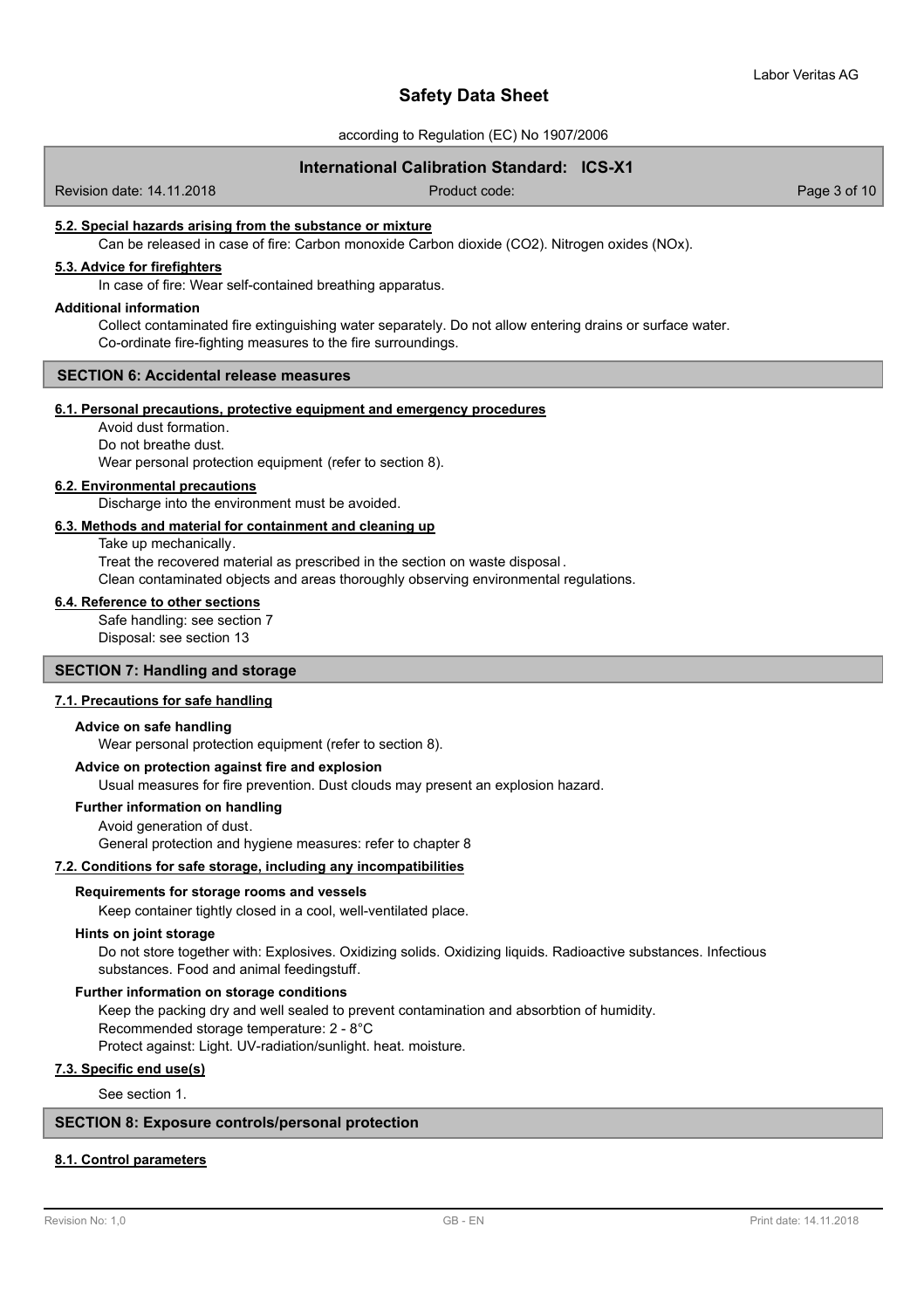#### 5.2. Special hazards arising from the substance or mixture

Can be released in case of fire: Carbon monoxide Carbon dioxide ($CO_2$). Nitrogen oxides ($NO_x$).

#### 5.3. Advice for firefighters

In case of fire: Wear self-contained breathing apparatus.

**Additional information**

Collect contaminated fire extinguishing water separately. Do not allow entering drains or surface water.
Co-ordinate fire-fighting measures to the fire surroundings.

## SECTION 6: Accidental release measures

#### 6.1. Personal precautions, protective equipment and emergency procedures

Avoid dust formation.
Do not breathe dust.
Wear personal protection equipment (refer to section 8).

#### 6.2. Environmental precautions

Discharge into the environment must be avoided.

#### 6.3. Methods and material for containment and cleaning up

Take up mechanically.
Treat the recovered material as prescribed in the section on waste disposal .
Clean contaminated objects and areas thoroughly observing environmental regulations.

#### 6.4. Reference to other sections

Safe handling: see section 7
Disposal: see section 13

## SECTION 7: Handling and storage

#### 7.1. Precautions for safe handling

**Advice on safe handling**

Wear personal protection equipment (refer to section 8).

**Advice on protection against fire and explosion**

Usual measures for fire prevention. Dust clouds may present an explosion hazard.

**Further information on handling**

Avoid generation of dust.
General protection and hygiene measures: refer to chapter 8

#### 7.2. Conditions for safe storage, including any incompatibilities

**Requirements for storage rooms and vessels**

Keep container tightly closed in a cool, well-ventilated place.

**Hints on joint storage**

Do not store together with: Explosives. Oxidizing solids. Oxidizing liquids. Radioactive substances. Infectious substances. Food and animal feedingstuff.

**Further information on storage conditions**

Keep the packing dry and well sealed to prevent contamination and absorbtion of humidity.
Recommended storage temperature: 2 - 8°C
Protect against: Light. UV-radiation/sunlight. heat. moisture.

#### 7.3. Specific end use(s)

See section 1.

## SECTION 8: Exposure controls/personal protection

#### 8.1. Control parameters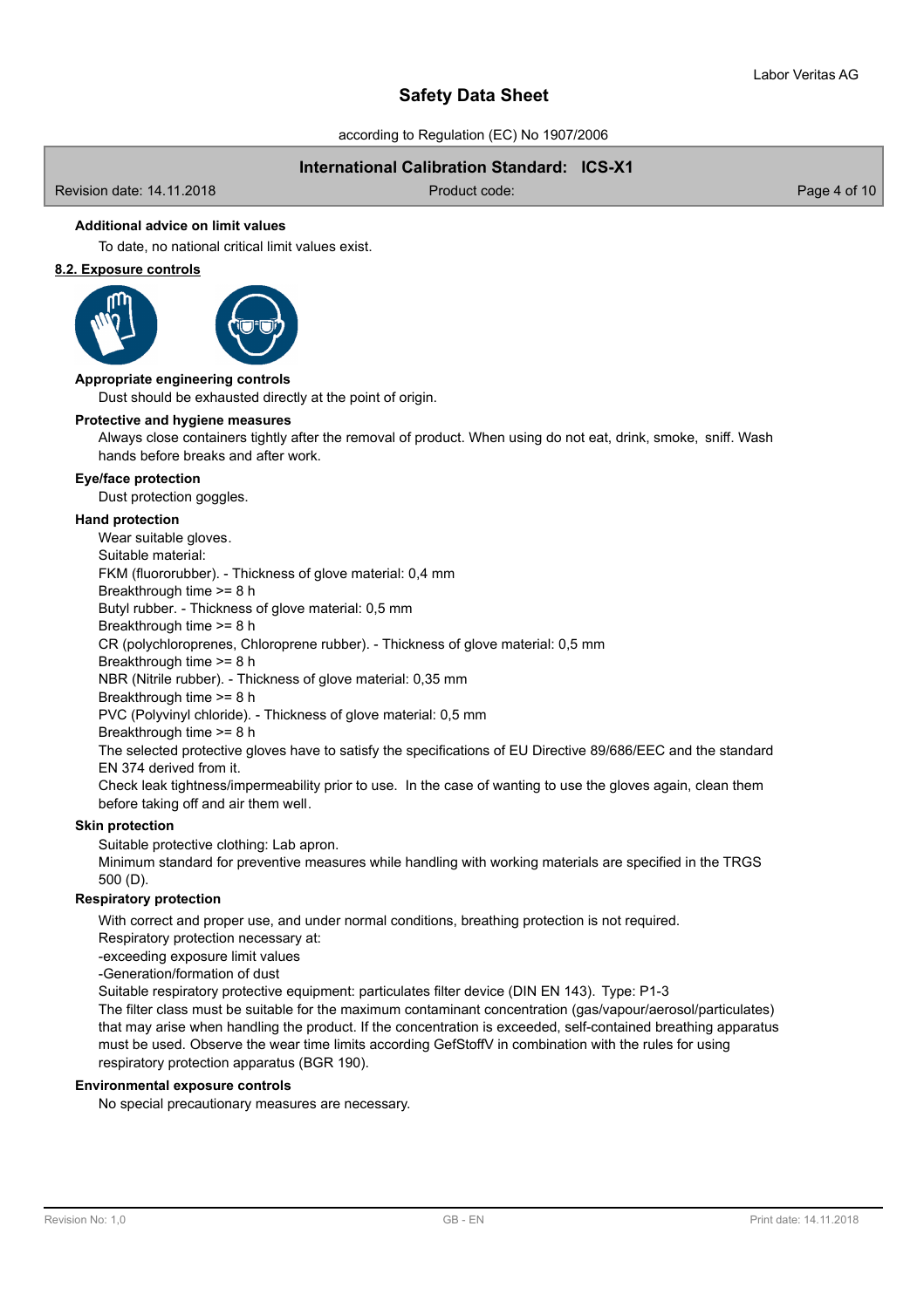**Additional advice on limit values**

To date, no national critical limit values exist.

## 8.2. Exposure controls

**Appropriate engineering controls**

Dust should be exhausted directly at the point of origin.

**Protective and hygiene measures**

Always close containers tightly after the removal of product. When using do not eat, drink, smoke, sniff. Wash hands before breaks and after work.

**Eye/face protection**

Dust protection goggles.

**Hand protection**

Wear suitable gloves.
Suitable material:
FKM (fluororubber). - Thickness of glove material: 0,4 mm
Breakthrough time >= 8 h
Butyl rubber. - Thickness of glove material: 0,5 mm
Breakthrough time >= 8 h
CR (polychloroprenes, Chloroprene rubber). - Thickness of glove material: 0,5 mm
Breakthrough time >= 8 h
NBR (Nitrile rubber). - Thickness of glove material: 0,35 mm
Breakthrough time >= 8 h
PVC (Polyvinyl chloride). - Thickness of glove material: 0,5 mm
Breakthrough time >= 8 h
The selected protective gloves have to satisfy the specifications of EU Directive 89/686/EEC and the standard EN 374 derived from it.
Check leak tightness/impermeability prior to use. In the case of wanting to use the gloves again, clean them before taking off and air them well.

**Skin protection**

Suitable protective clothing: Lab apron.
Minimum standard for preventive measures while handling with working materials are specified in the TRGS 500 (D).

**Respiratory protection**

With correct and proper use, and under normal conditions, breathing protection is not required.
Respiratory protection necessary at:
-exceeding exposure limit values
-Generation/formation of dust
Suitable respiratory protective equipment: particulates filter device (DIN EN 143). Type: P1-3
The filter class must be suitable for the maximum contaminant concentration (gas/vapour/aerosol/particulates) that may arise when handling the product. If the concentration is exceeded, self-contained breathing apparatus must be used. Observe the wear time limits according GefStoffV in combination with the rules for using respiratory protection apparatus (BGR 190).

**Environmental exposure controls**

No special precautionary measures are necessary.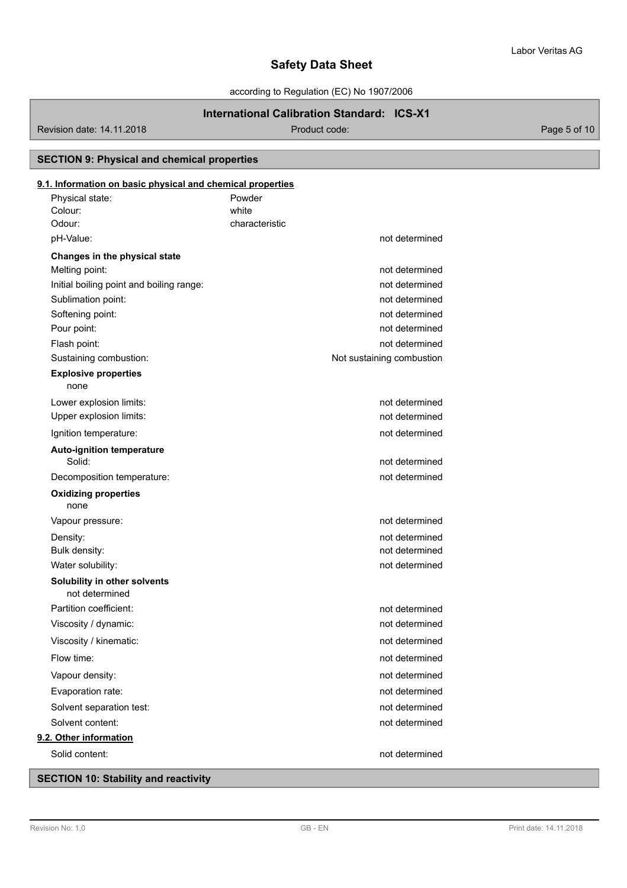## SECTION 9: Physical and chemical properties

### 9.1. Information on basic physical and chemical properties

| | | |
|---|---|---|
| Physical state: | Powder | |
| Colour: | white | |
| Odour: | characteristic | |
| pH-Value: | | not determined |

**Changes in the physical state**

| | |
|---|---|
| Melting point: | not determined |
| Initial boiling point and boiling range: | not determined |
| Sublimation point: | not determined |
| Softening point: | not determined |
| Pour point: | not determined |
| Flash point: | not determined |
| Sustaining combustion: | Not sustaining combustion |

**Explosive properties**

none

| | |
|---|---|
| Lower explosion limits: | not determined |
| Upper explosion limits: | not determined |
| Ignition temperature: | not determined |

**Auto-ignition temperature**

| | |
|---|---|
| Solid: | not determined |
| Decomposition temperature: | not determined |

**Oxidizing properties**

none

| | |
|---|---|
| Vapour pressure: | not determined |
| Density: | not determined |
| Bulk density: | not determined |
| Water solubility: | not determined |

**Solubility in other solvents**

not determined

| | |
|---|---|
| Partition coefficient: | not determined |
| Viscosity / dynamic: | not determined |
| Viscosity / kinematic: | not determined |
| Flow time: | not determined |
| Vapour density: | not determined |
| Evaporation rate: | not determined |
| Solvent separation test: | not determined |
| Solvent content: | not determined |

### 9.2. Other information

| | |
|---|---|
| Solid content: | not determined |

## SECTION 10: Stability and reactivity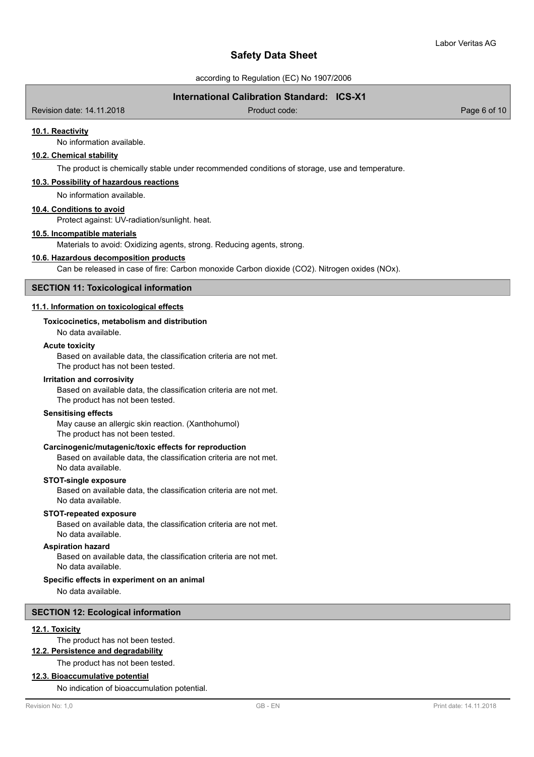#### 10.1. Reactivity

No information available.

#### 10.2. Chemical stability

The product is chemically stable under recommended conditions of storage, use and temperature.

#### 10.3. Possibility of hazardous reactions

No information available.

#### 10.4. Conditions to avoid

Protect against: UV-radiation/sunlight. heat.

#### 10.5. Incompatible materials

Materials to avoid: Oxidizing agents, strong. Reducing agents, strong.

#### 10.6. Hazardous decomposition products

Can be released in case of fire: Carbon monoxide Carbon dioxide ($CO_2$). Nitrogen oxides ($NO_x$).

## SECTION 11: Toxicological information

#### 11.1. Information on toxicological effects

**Toxicocinetics, metabolism and distribution**

No data available.

**Acute toxicity**

Based on available data, the classification criteria are not met.
The product has not been tested.

**Irritation and corrosivity**

Based on available data, the classification criteria are not met.
The product has not been tested.

**Sensitising effects**

May cause an allergic skin reaction. (Xanthohumol)
The product has not been tested.

**Carcinogenic/mutagenic/toxic effects for reproduction**

Based on available data, the classification criteria are not met.
No data available.

**STOT-single exposure**

Based on available data, the classification criteria are not met.
No data available.

**STOT-repeated exposure**

Based on available data, the classification criteria are not met.
No data available.

**Aspiration hazard**

Based on available data, the classification criteria are not met.
No data available.

**Specific effects in experiment on an animal**

No data available.

## SECTION 12: Ecological information

#### 12.1. Toxicity

The product has not been tested.

#### 12.2. Persistence and degradability

The product has not been tested.

#### 12.3. Bioaccumulative potential

No indication of bioaccumulation potential.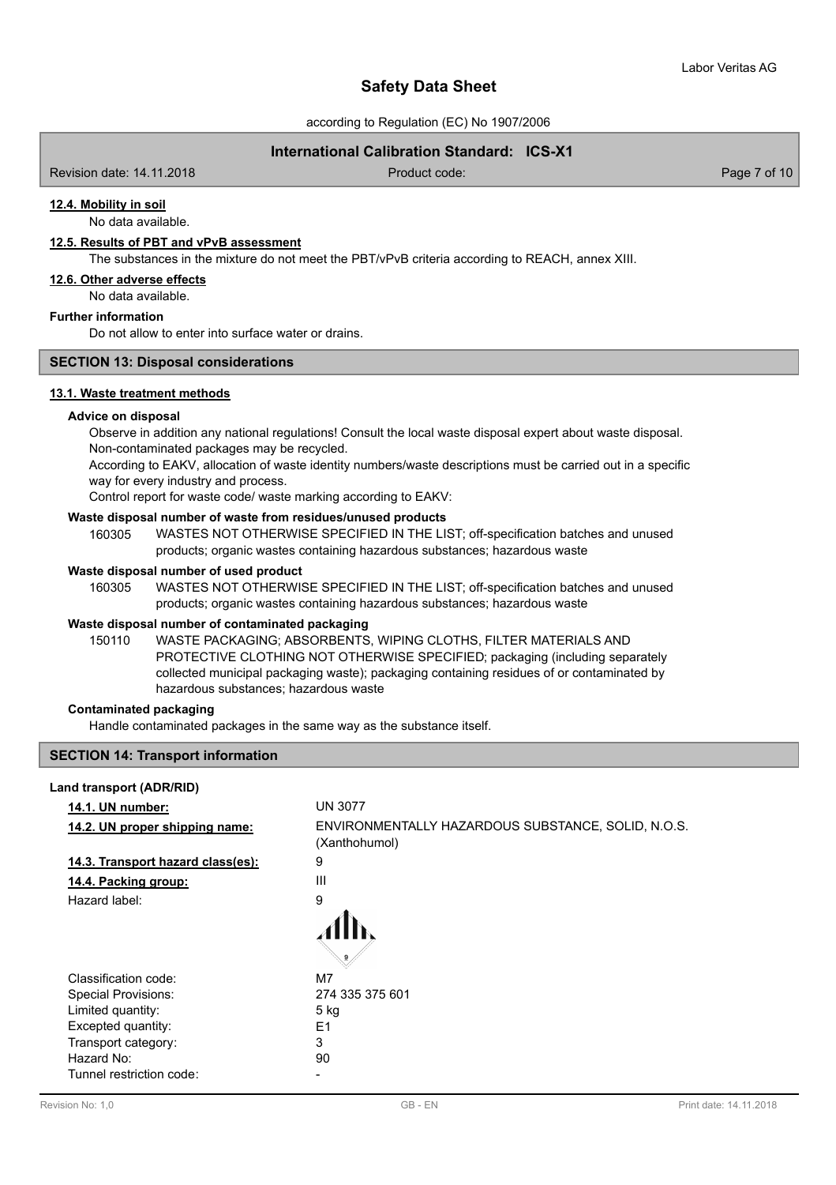#### 12.4. Mobility in soil

No data available.

#### 12.5. Results of PBT and vPvB assessment

The substances in the mixture do not meet the PBT/vPvB criteria according to REACH, annex XIII.

#### 12.6. Other adverse effects

No data available.

**Further information**

Do not allow to enter into surface water or drains.

## SECTION 13: Disposal considerations

#### 13.1. Waste treatment methods

**Advice on disposal**

Observe in addition any national regulations! Consult the local waste disposal expert about waste disposal.
Non-contaminated packages may be recycled.
According to EAKV, allocation of waste identity numbers/waste descriptions must be carried out in a specific way for every industry and process.
Control report for waste code/ waste marking according to EAKV:

**Waste disposal number of waste from residues/unused products**

160305 WASTES NOT OTHERWISE SPECIFIED IN THE LIST; off-specification batches and unused products; organic wastes containing hazardous substances; hazardous waste

**Waste disposal number of used product**

160305 WASTES NOT OTHERWISE SPECIFIED IN THE LIST; off-specification batches and unused products; organic wastes containing hazardous substances; hazardous waste

**Waste disposal number of contaminated packaging**

150110 WASTE PACKAGING; ABSORBENTS, WIPING CLOTHS, FILTER MATERIALS AND PROTECTIVE CLOTHING NOT OTHERWISE SPECIFIED; packaging (including separately collected municipal packaging waste); packaging containing residues of or contaminated by hazardous substances; hazardous waste

**Contaminated packaging**

Handle contaminated packages in the same way as the substance itself.

## SECTION 14: Transport information

**Land transport (ADR/RID)**

| | |
|---|---|
| 14.1. UN number: | UN 3077 |
| 14.2. UN proper shipping name: | ENVIRONMENTALLY HAZARDOUS SUBSTANCE, SOLID, N.O.S. (Xanthohumol) |
| 14.3. Transport hazard class(es): | 9 |
| 14.4. Packing group: | III |
| Hazard label: | 9 |
| Classification code: | M7 |
| Special Provisions: | 274 335 375 601 |
| Limited quantity: | 5 kg |
| Excepted quantity: | E1 |
| Transport category: | 3 |
| Hazard No: | 90 |
| Tunnel restriction code: | - |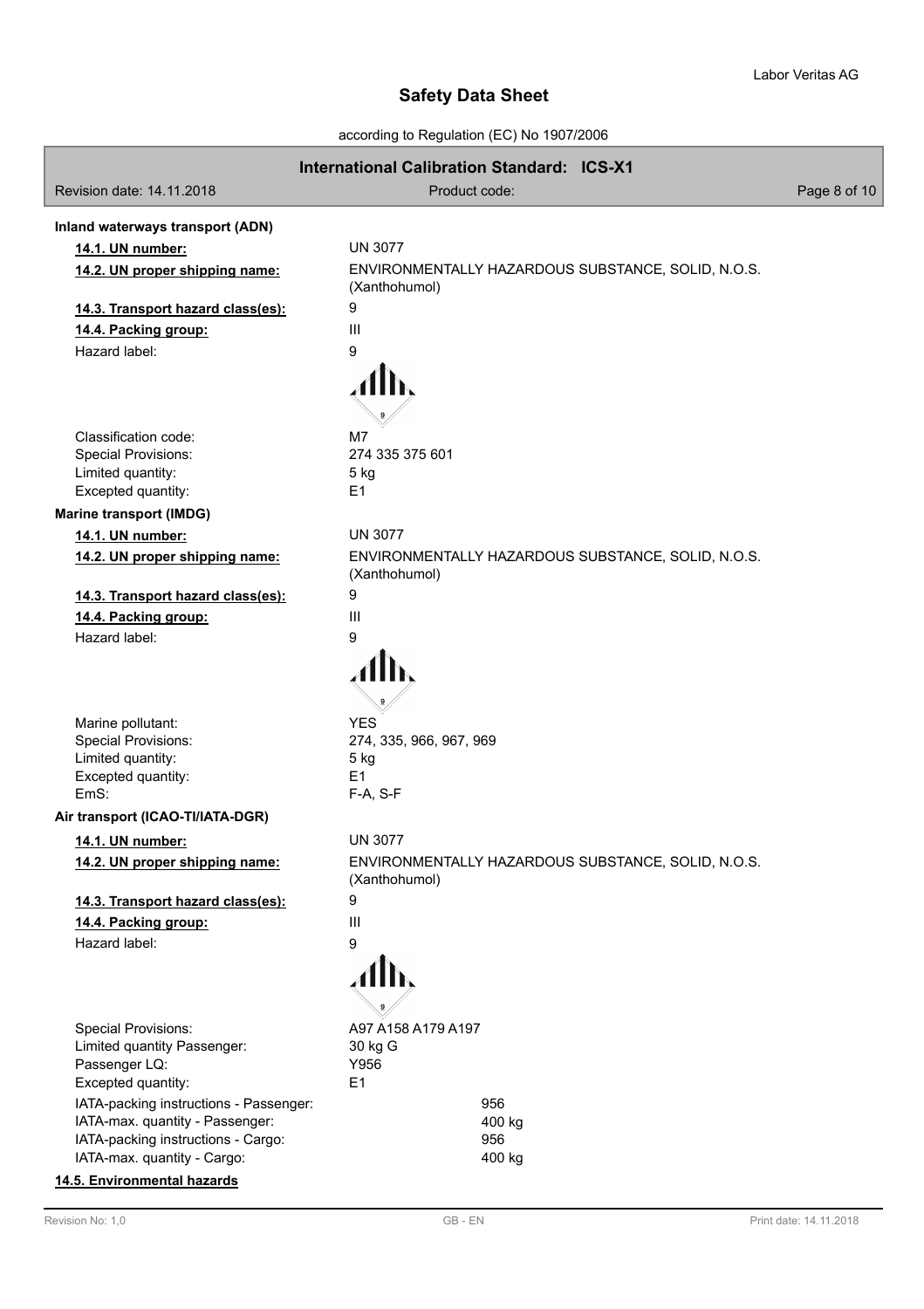**Inland waterways transport (ADN)**

| | |
|---|---|
| **14.1. UN number:** | UN 3077 |
| **14.2. UN proper shipping name:** | ENVIRONMENTALLY HAZARDOUS SUBSTANCE, SOLID, N.O.S. (Xanthohumol) |
| **14.3. Transport hazard class(es):** | 9 |
| **14.4. Packing group:** | III |
| Hazard label: | 9 |
| Classification code: | M7 |
| Special Provisions: | 274 335 375 601 |
| Limited quantity: | 5 kg |
| Excepted quantity: | E1 |

**Marine transport (IMDG)**

| | |
|---|---|
| **14.1. UN number:** | UN 3077 |
| **14.2. UN proper shipping name:** | ENVIRONMENTALLY HAZARDOUS SUBSTANCE, SOLID, N.O.S. (Xanthohumol) |
| **14.3. Transport hazard class(es):** | 9 |
| **14.4. Packing group:** | III |
| Hazard label: | 9 |
| Marine pollutant: | YES |
| Special Provisions: | 274, 335, 966, 967, 969 |
| Limited quantity: | 5 kg |
| Excepted quantity: | E1 |
| EmS: | F-A, S-F |

**Air transport (ICAO-TI/IATA-DGR)**

| | |
|---|---|
| **14.1. UN number:** | UN 3077 |
| **14.2. UN proper shipping name:** | ENVIRONMENTALLY HAZARDOUS SUBSTANCE, SOLID, N.O.S. (Xanthohumol) |
| **14.3. Transport hazard class(es):** | 9 |
| **14.4. Packing group:** | III |
| Hazard label: | 9 |
| Special Provisions: | A97 A158 A179 A197 |
| Limited quantity Passenger: | 30 kg G |
| Passenger LQ: | Y956 |
| Excepted quantity: | E1 |
| IATA-packing instructions - Passenger: | 956 |
| IATA-max. quantity - Passenger: | 400 kg |
| IATA-packing instructions - Cargo: | 956 |
| IATA-max. quantity - Cargo: | 400 kg |

**14.5. Environmental hazards**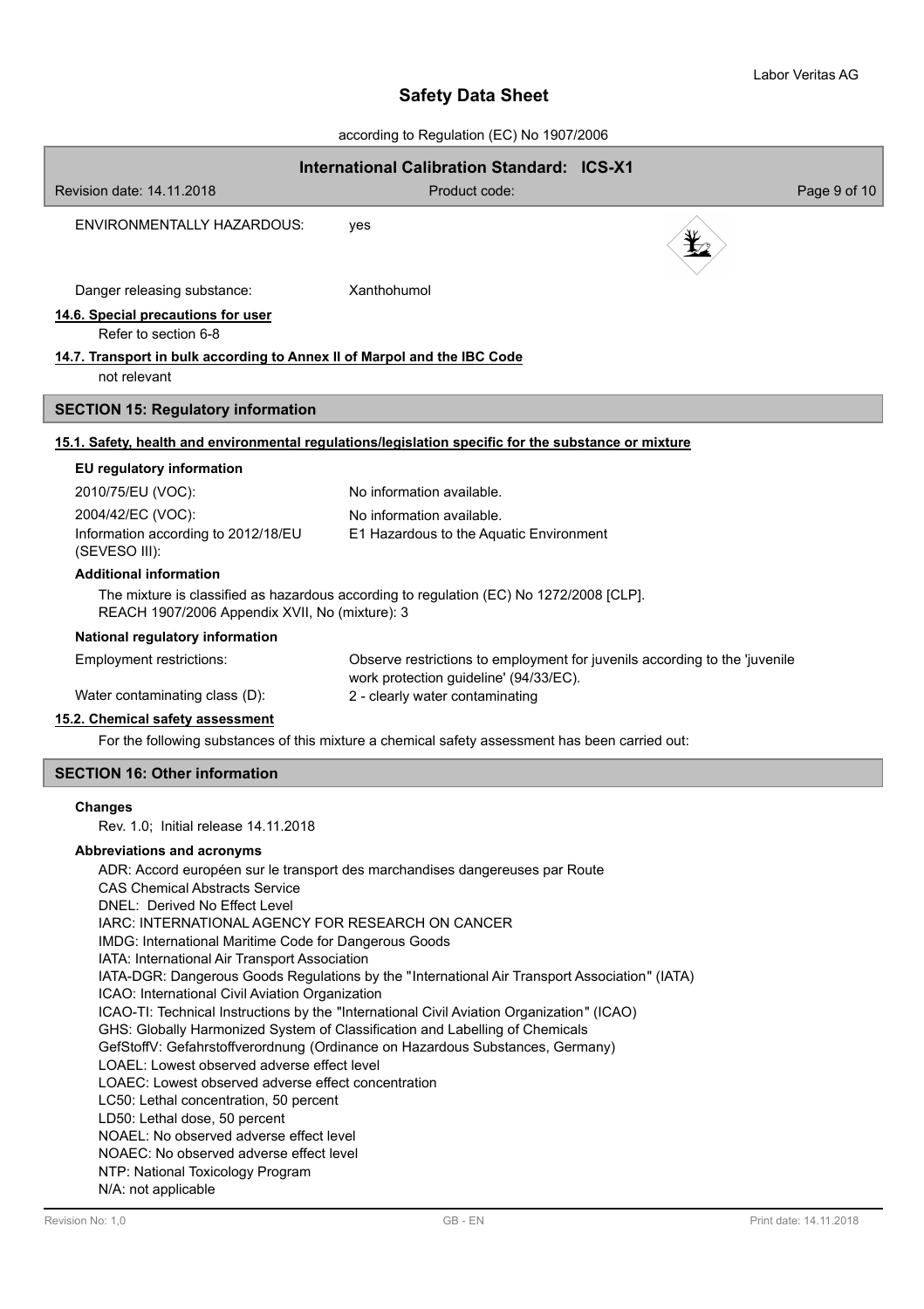ENVIRONMENTALLY HAZARDOUS: yes

Danger releasing substance: Xanthohumol

**14.6. Special precautions for user**

Refer to section 6-8

**14.7. Transport in bulk according to Annex II of Marpol and the IBC Code**

not relevant

## SECTION 15: Regulatory information

**15.1. Safety, health and environmental regulations/legislation specific for the substance or mixture**

### EU regulatory information

| | |
|---|---|
| 2010/75/EU (VOC): | No information available. |
| 2004/42/EC (VOC): | No information available. |
| Information according to 2012/18/EU (SEVESO III): | E1 Hazardous to the Aquatic Environment |

### Additional information

The mixture is classified as hazardous according to regulation (EC) No 1272/2008 [CLP].
REACH 1907/2006 Appendix XVII, No (mixture): 3

### National regulatory information

| | |
|---|---|
| Employment restrictions: | Observe restrictions to employment for juvenils according to the 'juvenile work protection guideline' (94/33/EC). |
| Water contaminating class (D): | 2 - clearly water contaminating |

**15.2. Chemical safety assessment**

For the following substances of this mixture a chemical safety assessment has been carried out:

## SECTION 16: Other information

### Changes

Rev. 1.0; Initial release 14.11.2018

### Abbreviations and acronyms

ADR: Accord européen sur le transport des marchandises dangereuses par Route
CAS Chemical Abstracts Service
DNEL: Derived No Effect Level
IARC: INTERNATIONAL AGENCY FOR RESEARCH ON CANCER
IMDG: International Maritime Code for Dangerous Goods
IATA: International Air Transport Association
IATA-DGR: Dangerous Goods Regulations by the "International Air Transport Association" (IATA)
ICAO: International Civil Aviation Organization
ICAO-TI: Technical Instructions by the "International Civil Aviation Organization" (ICAO)
GHS: Globally Harmonized System of Classification and Labelling of Chemicals
GefStoffV: Gefahrstoffverordnung (Ordinance on Hazardous Substances, Germany)
LOAEL: Lowest observed adverse effect level
LOAEC: Lowest observed adverse effect concentration
LC50: Lethal concentration, 50 percent
LD50: Lethal dose, 50 percent
NOAEL: No observed adverse effect level
NOAEC: No observed adverse effect level
NTP: National Toxicology Program
N/A: not applicable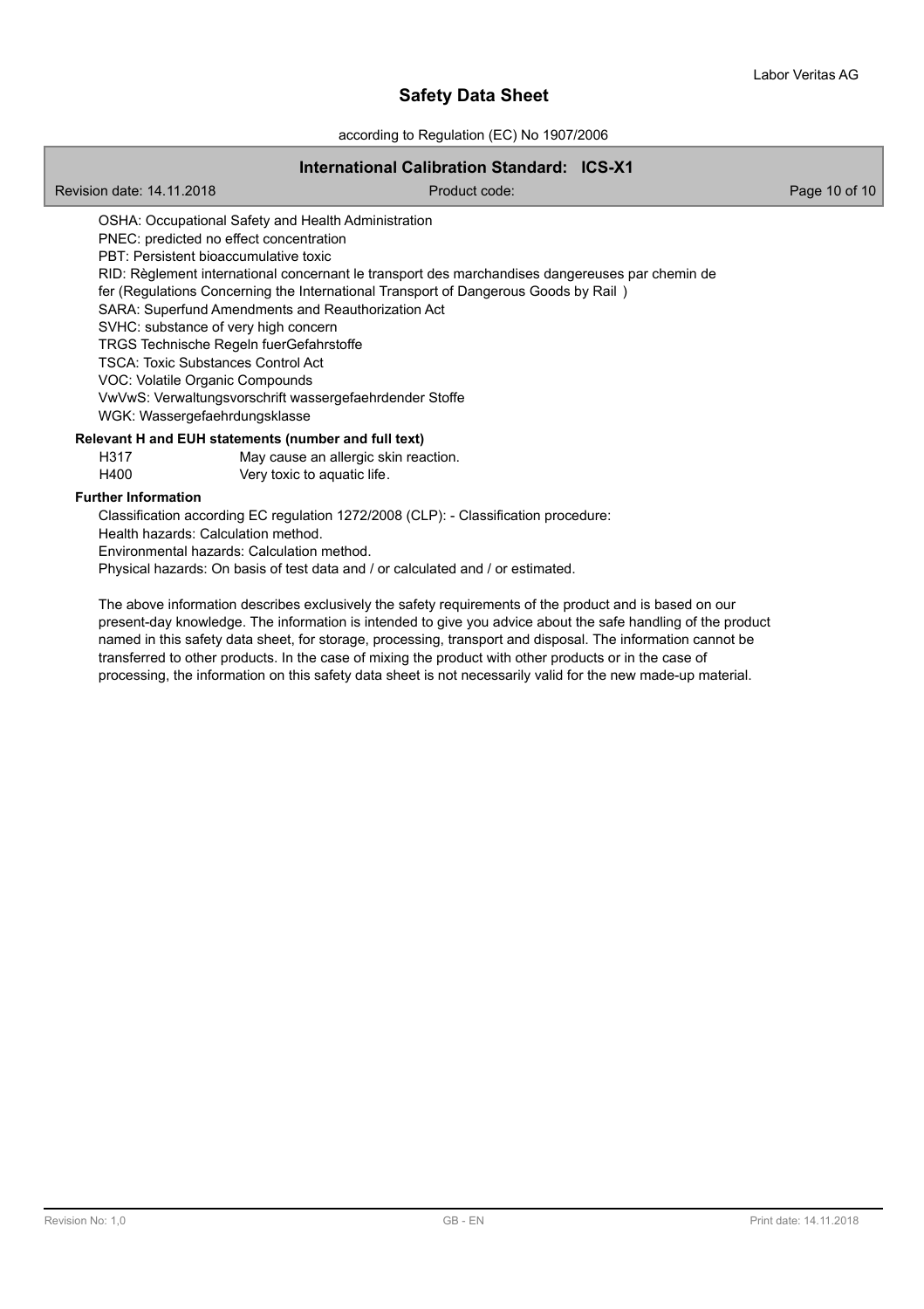OSHA: Occupational Safety and Health Administration
PNEC: predicted no effect concentration
PBT: Persistent bioaccumulative toxic
RID: Règlement international concernant le transport des marchandises dangereuses par chemin de fer (Regulations Concerning the International Transport of Dangerous Goods by Rail )
SARA: Superfund Amendments and Reauthorization Act
SVHC: substance of very high concern
TRGS Technische Regeln fuerGefahrstoffe
TSCA: Toxic Substances Control Act
VOC: Volatile Organic Compounds
VwVwS: Verwaltungsvorschrift wassergefaehrdender Stoffe
WGK: Wassergefaehrdungsklasse

**Relevant H and EUH statements (number and full text)**

| | |
|---|---|
| H317 | May cause an allergic skin reaction. |
| H400 | Very toxic to aquatic life. |

**Further Information**

Classification according EC regulation 1272/2008 (CLP): - Classification procedure:
Health hazards: Calculation method.
Environmental hazards: Calculation method.
Physical hazards: On basis of test data and / or calculated and / or estimated.

The above information describes exclusively the safety requirements of the product and is based on our present-day knowledge. The information is intended to give you advice about the safe handling of the product named in this safety data sheet, for storage, processing, transport and disposal. The information cannot be transferred to other products. In the case of mixing the product with other products or in the case of processing, the information on this safety data sheet is not necessarily valid for the new made-up material.